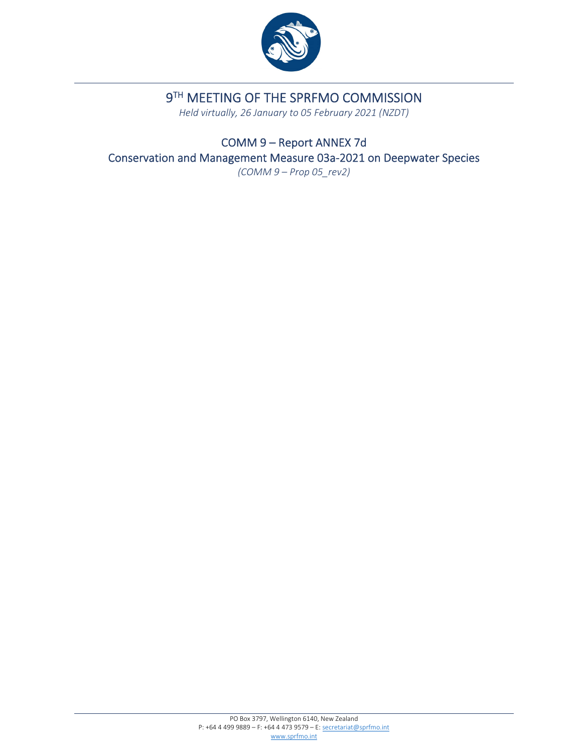# 9TH MEETING OF THE SPRFMO COMMISSION

*Held virtually, 26 January to 05 February 2021 (NZDT)*

## COMM 9 – Report ANNEX 7d

## Conservation and Management Measure 03a-2021 on Deepwater Species

*(COMM 9 – Prop 05_rev2)*

PO Box 3797, Wellington 6140, New Zealand
P: +64 4 499 9889 – F: +64 4 473 9579 – E: secretariat@sprfmo.int
www.sprfmo.int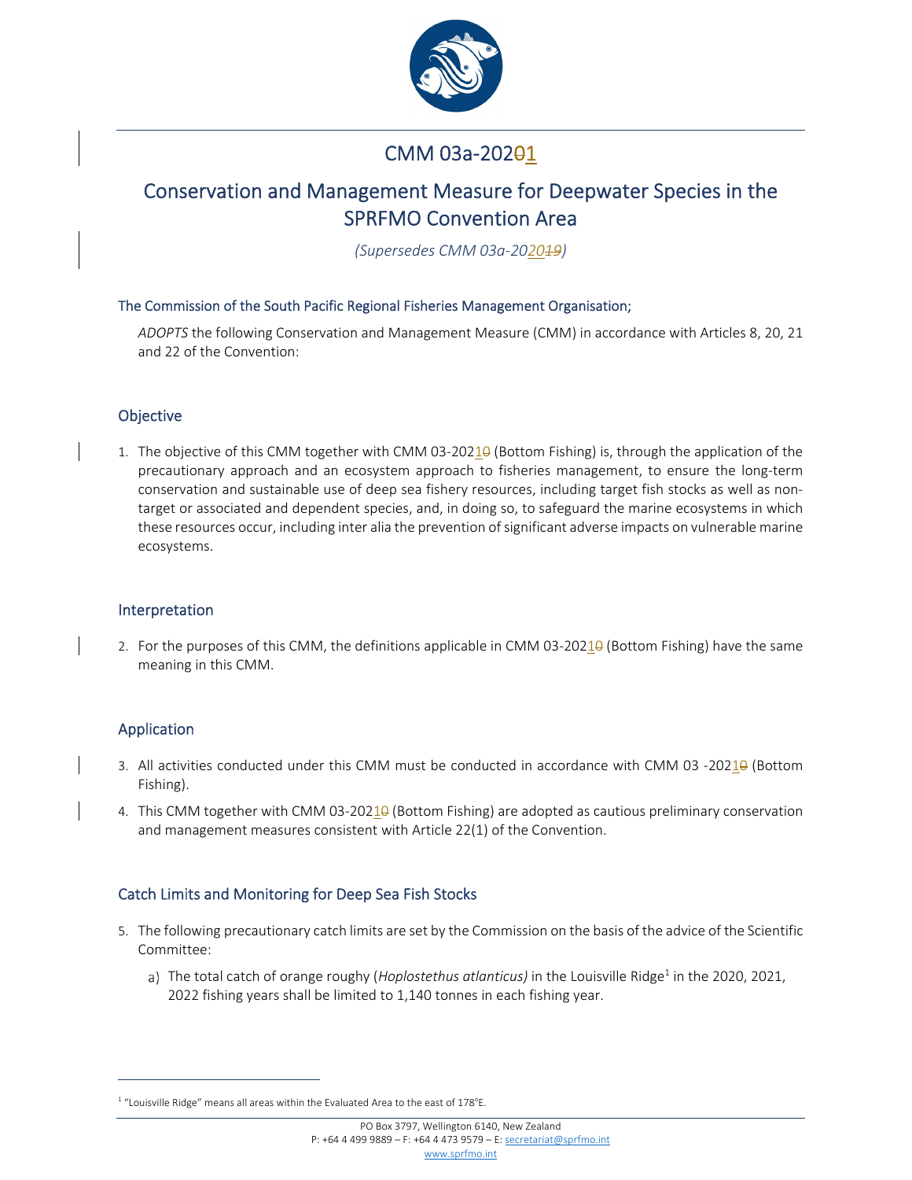# CMM 03a-202~~0~~1

## Conservation and Management Measure for Deepwater Species in the SPRFMO Convention Area

*(Supersedes CMM 03a-2020~~19~~)*

### The Commission of the South Pacific Regional Fisheries Management Organisation;

*ADOPTS* the following Conservation and Management Measure (CMM) in accordance with Articles 8, 20, 21 and 22 of the Convention:

### Objective

1. The objective of this CMM together with CMM 03-2021~~0~~ (Bottom Fishing) is, through the application of the precautionary approach and an ecosystem approach to fisheries management, to ensure the long-term conservation and sustainable use of deep sea fishery resources, including target fish stocks as well as non-target or associated and dependent species, and, in doing so, to safeguard the marine ecosystems in which these resources occur, including inter alia the prevention of significant adverse impacts on vulnerable marine ecosystems.

### Interpretation

2. For the purposes of this CMM, the definitions applicable in CMM 03-2021~~0~~ (Bottom Fishing) have the same meaning in this CMM.

### Application

3. All activities conducted under this CMM must be conducted in accordance with CMM 03 -2021~~0~~ (Bottom Fishing).
4. This CMM together with CMM 03-2021~~0~~ (Bottom Fishing) are adopted as cautious preliminary conservation and management measures consistent with Article 22(1) of the Convention.

### Catch Limits and Monitoring for Deep Sea Fish Stocks

5. The following precautionary catch limits are set by the Commission on the basis of the advice of the Scientific Committee:
   a) The total catch of orange roughy (*Hoplostethus atlanticus)* in the Louisville Ridge[1] in the 2020, 2021, 2022 fishing years shall be limited to 1,140 tonnes in each fishing year.

[1] "Louisville Ridge" means all areas within the Evaluated Area to the east of 178°E.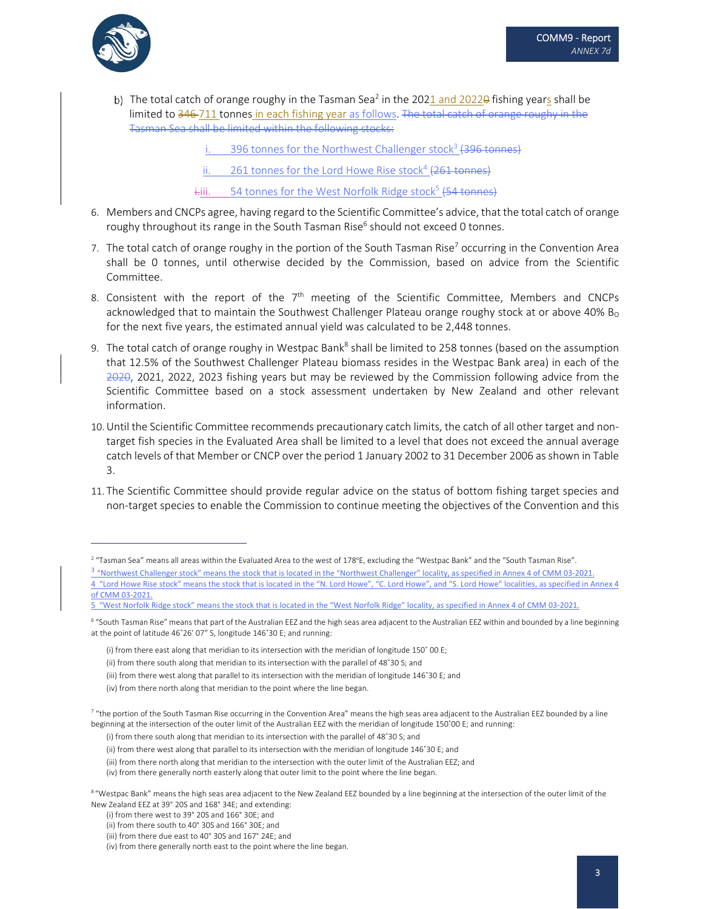b) The total catch of orange roughy in the Tasman Sea[2] in the 2021 and 20220 fishing years shall be limited to 346 711 tonnes in each fishing year as follows. The total catch of orange roughy in the Tasman Sea shall be limited within the following stocks:

i. 396 tonnes for the Northwest Challenger stock[3] (396 tonnes)

ii. 261 tonnes for the Lord Howe Rise stock[4] (261 tonnes)

i.iii. 54 tonnes for the West Norfolk Ridge stock[5] (54 tonnes)

6. Members and CNCPs agree, having regard to the Scientific Committee's advice, that the total catch of orange roughy throughout its range in the South Tasman Rise[6] should not exceed 0 tonnes.
7. The total catch of orange roughy in the portion of the South Tasman Rise[7] occurring in the Convention Area shall be 0 tonnes, until otherwise decided by the Commission, based on advice from the Scientific Committee.
8. Consistent with the report of the 7th meeting of the Scientific Committee, Members and CNCPs acknowledged that to maintain the Southwest Challenger Plateau orange roughy stock at or above 40% $B_O$ for the next five years, the estimated annual yield was calculated to be 2,448 tonnes.
9. The total catch of orange roughy in Westpac Bank[8] shall be limited to 258 tonnes (based on the assumption that 12.5% of the Southwest Challenger Plateau biomass resides in the Westpac Bank area) in each of the 2020, 2021, 2022, 2023 fishing years but may be reviewed by the Commission following advice from the Scientific Committee based on a stock assessment undertaken by New Zealand and other relevant information.
10. Until the Scientific Committee recommends precautionary catch limits, the catch of all other target and non-target fish species in the Evaluated Area shall be limited to a level that does not exceed the annual average catch levels of that Member or CNCP over the period 1 January 2002 to 31 December 2006 as shown in Table 3.
11. The Scientific Committee should provide regular advice on the status of bottom fishing target species and non-target species to enable the Commission to continue meeting the objectives of the Convention and this

---

[2] "Tasman Sea" means all areas within the Evaluated Area to the west of 178ºE, excluding the "Westpac Bank" and the "South Tasman Rise".

[3] "Northwest Challenger stock" means the stock that is located in the "Northwest Challenger" locality, as specified in Annex 4 of CMM 03-2021.

[4] "Lord Howe Rise stock" means the stock that is located in the "N. Lord Howe", "C. Lord Howe", and "S. Lord Howe" localities, as specified in Annex 4 of CMM 03-2021.

[5] "West Norfolk Ridge stock" means the stock that is located in the "West Norfolk Ridge" locality, as specified in Annex 4 of CMM 03-2021.

[6] "South Tasman Rise" means that part of the Australian EEZ and the high seas area adjacent to the Australian EEZ within and bounded by a line beginning at the point of latitude 46˚26' 07" S, longitude 146˚30 E; and running:

(i) from there east along that meridian to its intersection with the meridian of longitude 150˚ 00 E;
(ii) from there south along that meridian to its intersection with the parallel of 48˚30 S; and
(iii) from there west along that parallel to its intersection with the meridian of longitude 146˚30 E; and
(iv) from there north along that meridian to the point where the line began.

[7] "the portion of the South Tasman Rise occurring in the Convention Area" means the high seas area adjacent to the Australian EEZ bounded by a line beginning at the intersection of the outer limit of the Australian EEZ with the meridian of longitude 150˚00 E; and running:

(i) from there south along that meridian to its intersection with the parallel of 48˚30 S; and
(ii) from there west along that parallel to its intersection with the meridian of longitude 146˚30 E; and
(iii) from there north along that meridian to the intersection with the outer limit of the Australian EEZ; and
(iv) from there generally north easterly along that outer limit to the point where the line began.

[8] "Westpac Bank" means the high seas area adjacent to the New Zealand EEZ bounded by a line beginning at the intersection of the outer limit of the New Zealand EEZ at 39° 20S and 168° 34E; and extending:

(i) from there west to 39° 20S and 166° 30E; and
(ii) from there south to 40° 30S and 166° 30E; and
(iii) from there due east to 40° 30S and 167° 24E; and
(iv) from there generally north east to the point where the line began.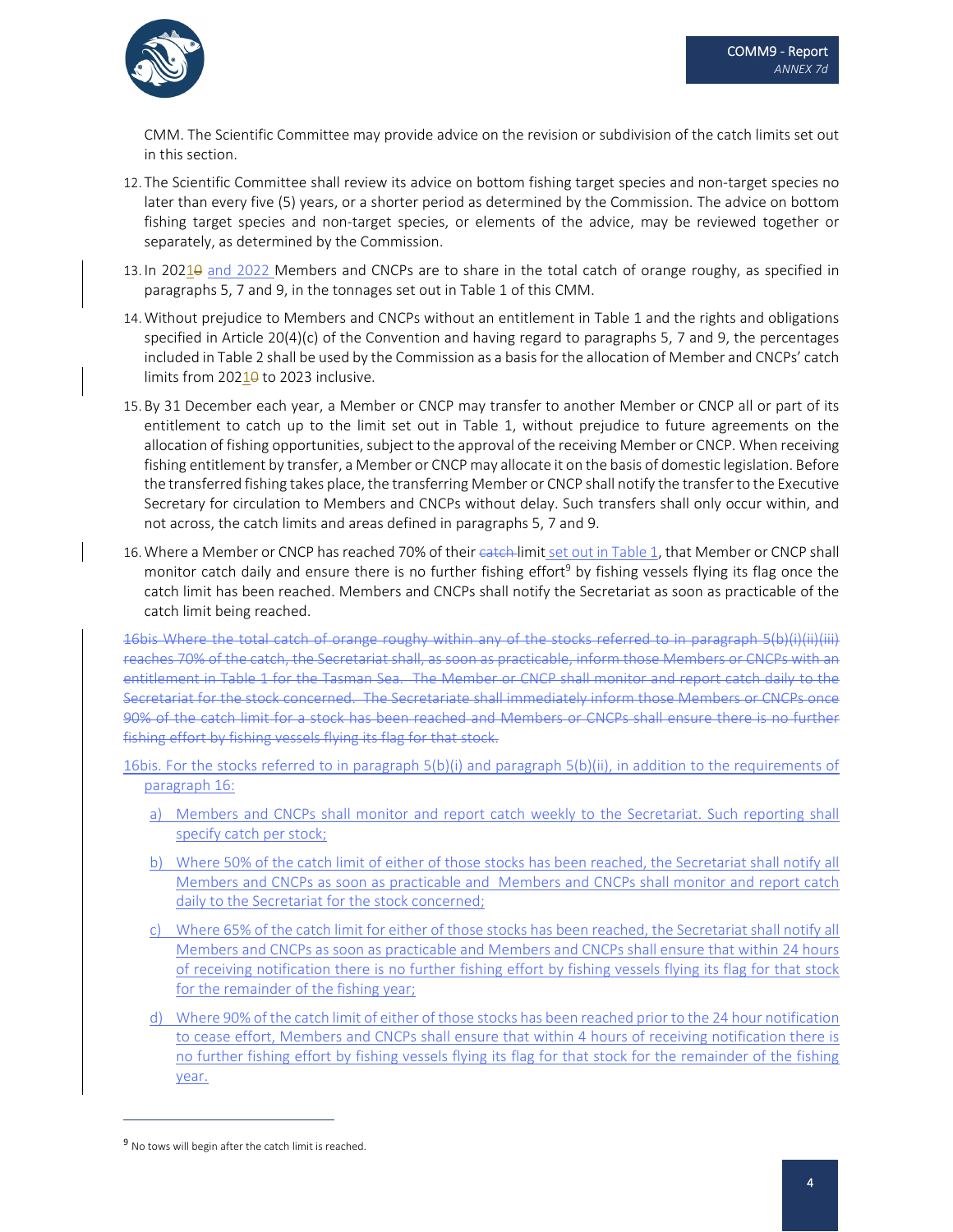CMM. The Scientific Committee may provide advice on the revision or subdivision of the catch limits set out in this section.

12. The Scientific Committee shall review its advice on bottom fishing target species and non-target species no later than every five (5) years, or a shorter period as determined by the Commission. The advice on bottom fishing target species and non-target species, or elements of the advice, may be reviewed together or separately, as determined by the Commission.

13. In 202~~0~~1 and 2022 Members and CNCPs are to share in the total catch of orange roughy, as specified in paragraphs 5, 7 and 9, in the tonnages set out in Table 1 of this CMM.

14. Without prejudice to Members and CNCPs without an entitlement in Table 1 and the rights and obligations specified in Article 20(4)(c) of the Convention and having regard to paragraphs 5, 7 and 9, the percentages included in Table 2 shall be used by the Commission as a basis for the allocation of Member and CNCPs' catch limits from 202~~0~~1 to 2023 inclusive.

15. By 31 December each year, a Member or CNCP may transfer to another Member or CNCP all or part of its entitlement to catch up to the limit set out in Table 1, without prejudice to future agreements on the allocation of fishing opportunities, subject to the approval of the receiving Member or CNCP. When receiving fishing entitlement by transfer, a Member or CNCP may allocate it on the basis of domestic legislation. Before the transferred fishing takes place, the transferring Member or CNCP shall notify the transfer to the Executive Secretary for circulation to Members and CNCPs without delay. Such transfers shall only occur within, and not across, the catch limits and areas defined in paragraphs 5, 7 and 9.

16. Where a Member or CNCP has reached 70% of their ~~catch~~ limit set out in Table 1, that Member or CNCP shall monitor catch daily and ensure there is no further fishing effort[9] by fishing vessels flying its flag once the catch limit has been reached. Members and CNCPs shall notify the Secretariat as soon as practicable of the catch limit being reached.

~~16bis Where the total catch of orange roughy within any of the stocks referred to in paragraph 5(b)(i)(ii)(iii) reaches 70% of the catch, the Secretariat shall, as soon as practicable, inform those Members or CNCPs with an entitlement in Table 1 for the Tasman Sea. The Member or CNCP shall monitor and report catch daily to the Secretariat for the stock concerned. The Secretariate shall immediately inform those Members or CNCPs once 90% of the catch limit for a stock has been reached and Members or CNCPs shall ensure there is no further fishing effort by fishing vessels flying its flag for that stock.~~

16bis. For the stocks referred to in paragraph 5(b)(i) and paragraph 5(b)(ii), in addition to the requirements of paragraph 16:

a) Members and CNCPs shall monitor and report catch weekly to the Secretariat. Such reporting shall specify catch per stock;

b) Where 50% of the catch limit of either of those stocks has been reached, the Secretariat shall notify all Members and CNCPs as soon as practicable and Members and CNCPs shall monitor and report catch daily to the Secretariat for the stock concerned;

c) Where 65% of the catch limit for either of those stocks has been reached, the Secretariat shall notify all Members and CNCPs as soon as practicable and Members and CNCPs shall ensure that within 24 hours of receiving notification there is no further fishing effort by fishing vessels flying its flag for that stock for the remainder of the fishing year;

d) Where 90% of the catch limit of either of those stocks has been reached prior to the 24 hour notification to cease effort, Members and CNCPs shall ensure that within 4 hours of receiving notification there is no further fishing effort by fishing vessels flying its flag for that stock for the remainder of the fishing year.

---

[9] No tows will begin after the catch limit is reached.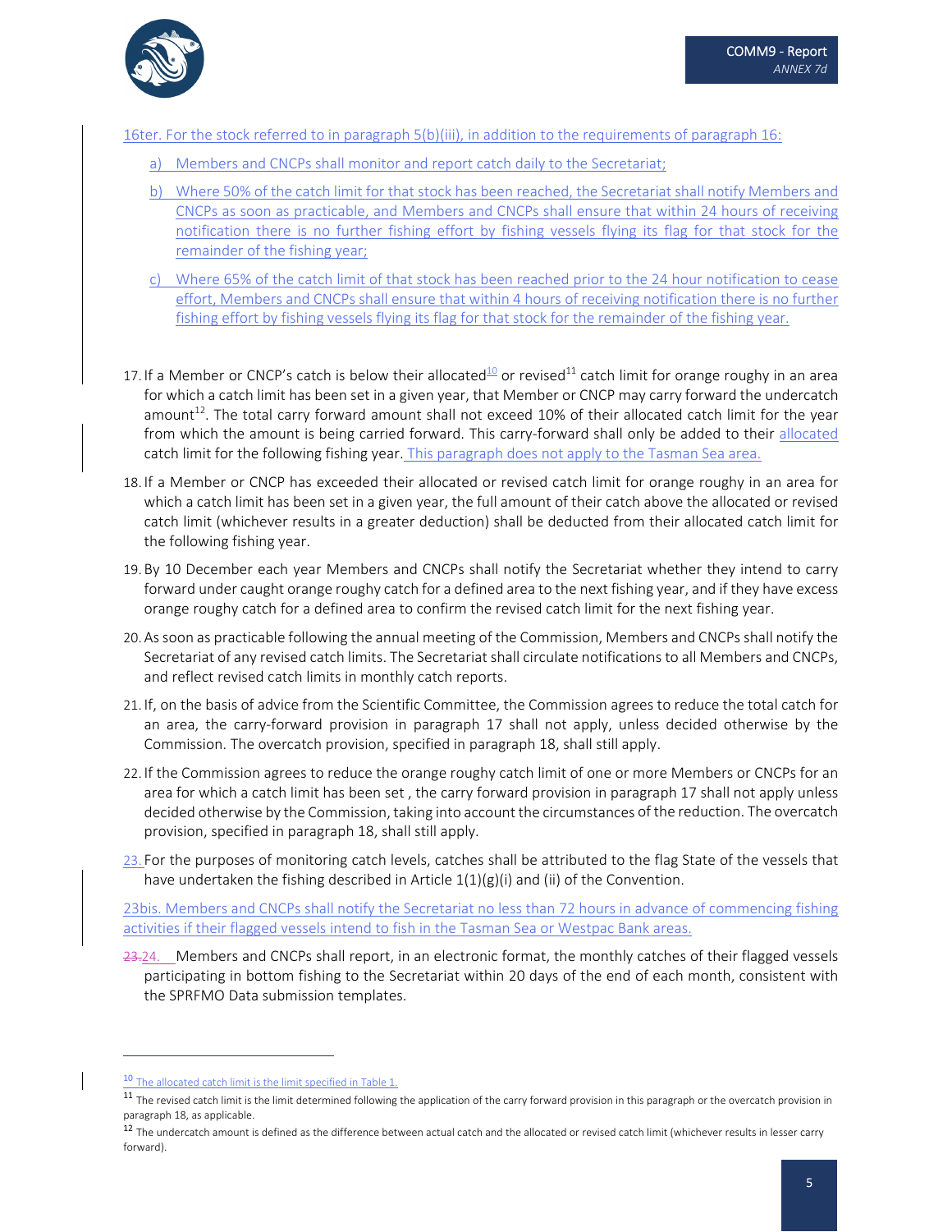16ter. For the stock referred to in paragraph 5(b)(iii), in addition to the requirements of paragraph 16:

a) Members and CNCPs shall monitor and report catch daily to the Secretariat;

b) Where 50% of the catch limit for that stock has been reached, the Secretariat shall notify Members and CNCPs as soon as practicable, and Members and CNCPs shall ensure that within 24 hours of receiving notification there is no further fishing effort by fishing vessels flying its flag for that stock for the remainder of the fishing year;

c) Where 65% of the catch limit of that stock has been reached prior to the 24 hour notification to cease effort, Members and CNCPs shall ensure that within 4 hours of receiving notification there is no further fishing effort by fishing vessels flying its flag for that stock for the remainder of the fishing year.

17. If a Member or CNCP's catch is below their allocated[10] or revised[11] catch limit for orange roughy in an area for which a catch limit has been set in a given year, that Member or CNCP may carry forward the undercatch amount[12]. The total carry forward amount shall not exceed 10% of their allocated catch limit for the year from which the amount is being carried forward. This carry-forward shall only be added to their allocated catch limit for the following fishing year. This paragraph does not apply to the Tasman Sea area.

18. If a Member or CNCP has exceeded their allocated or revised catch limit for orange roughy in an area for which a catch limit has been set in a given year, the full amount of their catch above the allocated or revised catch limit (whichever results in a greater deduction) shall be deducted from their allocated catch limit for the following fishing year.

19. By 10 December each year Members and CNCPs shall notify the Secretariat whether they intend to carry forward under caught orange roughy catch for a defined area to the next fishing year, and if they have excess orange roughy catch for a defined area to confirm the revised catch limit for the next fishing year.

20. As soon as practicable following the annual meeting of the Commission, Members and CNCPs shall notify the Secretariat of any revised catch limits. The Secretariat shall circulate notifications to all Members and CNCPs, and reflect revised catch limits in monthly catch reports.

21. If, on the basis of advice from the Scientific Committee, the Commission agrees to reduce the total catch for an area, the carry-forward provision in paragraph 17 shall not apply, unless decided otherwise by the Commission. The overcatch provision, specified in paragraph 18, shall still apply.

22. If the Commission agrees to reduce the orange roughy catch limit of one or more Members or CNCPs for an area for which a catch limit has been set , the carry forward provision in paragraph 17 shall not apply unless decided otherwise by the Commission, taking into account the circumstances of the reduction. The overcatch provision, specified in paragraph 18, shall still apply.

23. For the purposes of monitoring catch levels, catches shall be attributed to the flag State of the vessels that have undertaken the fishing described in Article 1(1)(g)(i) and (ii) of the Convention.

23bis. Members and CNCPs shall notify the Secretariat no less than 72 hours in advance of commencing fishing activities if their flagged vessels intend to fish in the Tasman Sea or Westpac Bank areas.

~~23.~~24. Members and CNCPs shall report, in an electronic format, the monthly catches of their flagged vessels participating in bottom fishing to the Secretariat within 20 days of the end of each month, consistent with the SPRFMO Data submission templates.

---

[10] The allocated catch limit is the limit specified in Table 1.

[11] The revised catch limit is the limit determined following the application of the carry forward provision in this paragraph or the overcatch provision in paragraph 18, as applicable.

[12] The undercatch amount is defined as the difference between actual catch and the allocated or revised catch limit (whichever results in lesser carry forward).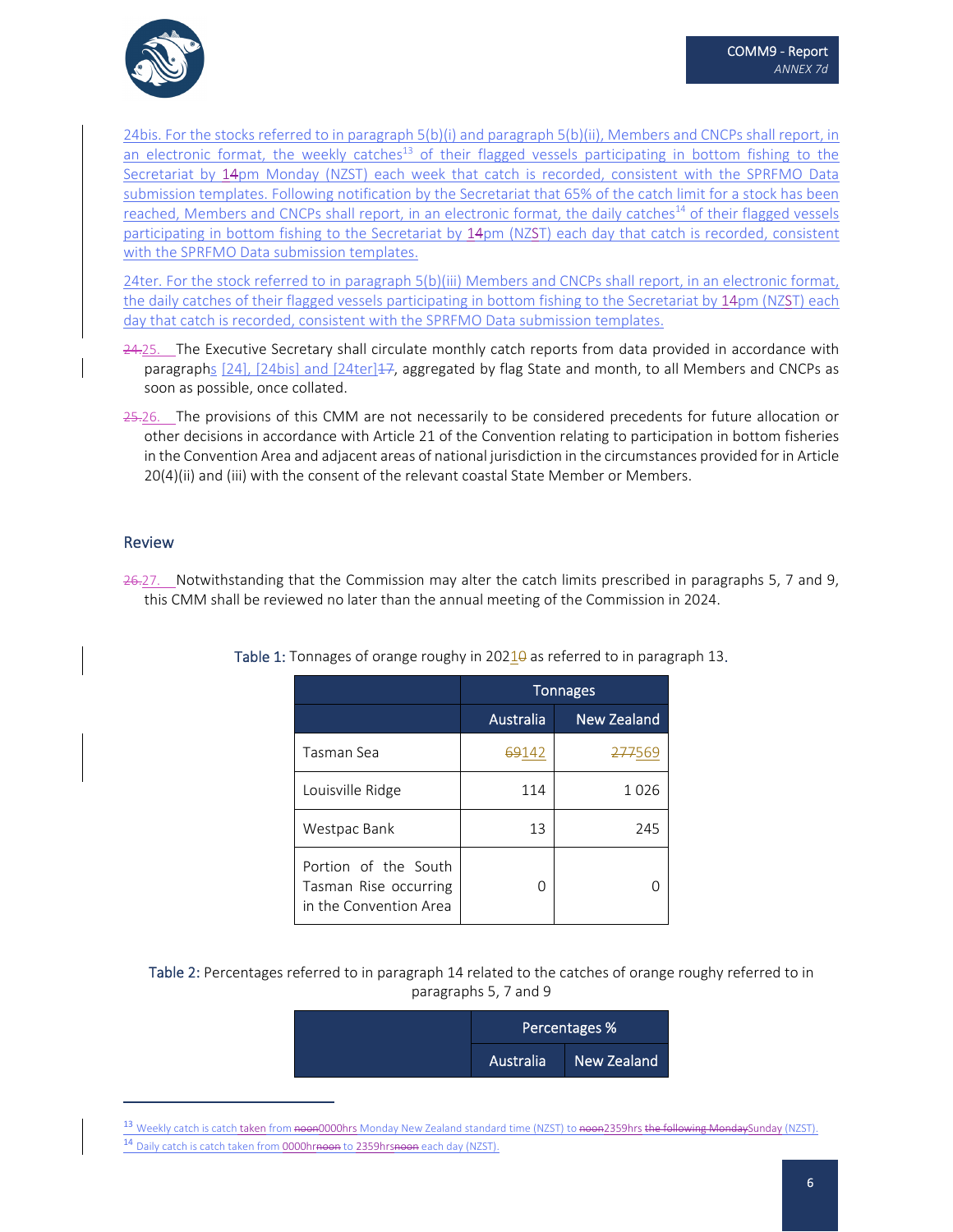24bis. For the stocks referred to in paragraph 5(b)(i) and paragraph 5(b)(ii), Members and CNCPs shall report, in an electronic format, the weekly catches[13] of their flagged vessels participating in bottom fishing to the Secretariat by 14pm Monday (NZST) each week that catch is recorded, consistent with the SPRFMO Data submission templates. Following notification by the Secretariat that 65% of the catch limit for a stock has been reached, Members and CNCPs shall report, in an electronic format, the daily catches[14] of their flagged vessels participating in bottom fishing to the Secretariat by 14pm (NZST) each day that catch is recorded, consistent with the SPRFMO Data submission templates.

24ter. For the stock referred to in paragraph 5(b)(iii) Members and CNCPs shall report, in an electronic format, the daily catches of their flagged vessels participating in bottom fishing to the Secretariat by 14pm (NZST) each day that catch is recorded, consistent with the SPRFMO Data submission templates.

~~24.~~25. The Executive Secretary shall circulate monthly catch reports from data provided in accordance with paragraphs [24], [24bis] and [24ter]~~17~~, aggregated by flag State and month, to all Members and CNCPs as soon as possible, once collated.

~~25.~~26. The provisions of this CMM are not necessarily to be considered precedents for future allocation or other decisions in accordance with Article 21 of the Convention relating to participation in bottom fisheries in the Convention Area and adjacent areas of national jurisdiction in the circumstances provided for in Article 20(4)(ii) and (iii) with the consent of the relevant coastal State Member or Members.

## Review

~~26.~~27. Notwithstanding that the Commission may alter the catch limits prescribed in paragraphs 5, 7 and 9, this CMM shall be reviewed no later than the annual meeting of the Commission in 2024.

Table 1: Tonnages of orange roughy in 2021~~0~~ as referred to in paragraph 13.

| | Tonnages | |
|---|---|---|
| | Australia | New Zealand |
| Tasman Sea | ~~69~~142 | ~~277~~569 |
| Louisville Ridge | 114 | 1 026 |
| Westpac Bank | 13 | 245 |
| Portion of the South Tasman Rise occurring in the Convention Area | 0 | 0 |

Table 2: Percentages referred to in paragraph 14 related to the catches of orange roughy referred to in paragraphs 5, 7 and 9

| | Percentages % | |
|---|---|---|
| | Australia | New Zealand |

[13] Weekly catch is catch taken from ~~noon~~0000hrs Monday New Zealand standard time (NZST) to ~~noon~~2359hrs ~~the following Monday~~Sunday (NZST).

[14] Daily catch is catch taken from 0000hr~~noon~~ to 2359hrs~~noon~~ each day (NZST).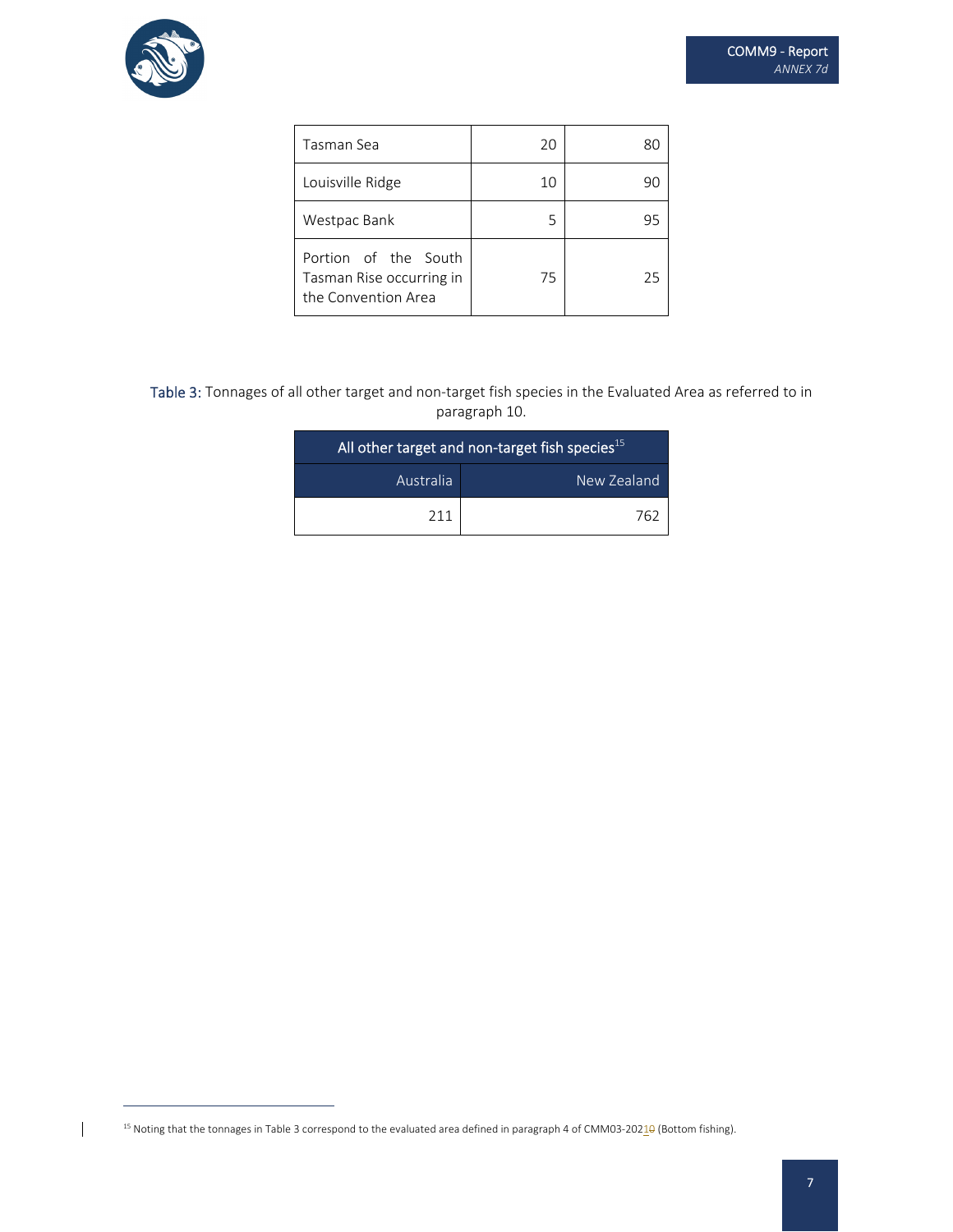| | | |
|---|---|---|
| Tasman Sea | 20 | 80 |
| Louisville Ridge | 10 | 90 |
| Westpac Bank | 5 | 95 |
| Portion of the South Tasman Rise occurring in the Convention Area | 75 | 25 |

Table 3: Tonnages of all other target and non-target fish species in the Evaluated Area as referred to in paragraph 10.

| All other target and non-target fish species[15] | |
|---|---|
| Australia | New Zealand |
| 211 | 762 |

[15] Noting that the tonnages in Table 3 correspond to the evaluated area defined in paragraph 4 of CMM03-20210 (Bottom fishing).